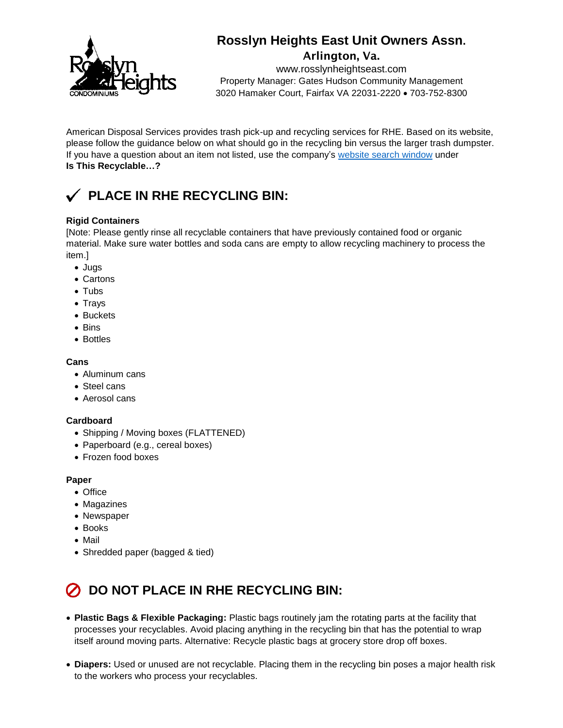# Rosslyn Heights East Unit Owners Assn.

**Arlington, Va.**

www.rosslynheightseast.com
Property Manager: Gates Hudson Community Management
3020 Hamaker Court, Fairfax VA 22031-2220 • 703-752-8300

American Disposal Services provides trash pick-up and recycling services for RHE. Based on its website, please follow the guidance below on what should go in the recycling bin versus the larger trash dumpster. If you have a question about an item not listed, use the company's website search window under **Is This Recyclable…?**

## ✓ PLACE IN RHE RECYCLING BIN:

**Rigid Containers**
[Note: Please gently rinse all recyclable containers that have previously contained food or organic material. Make sure water bottles and soda cans are empty to allow recycling machinery to process the item.]

- Jugs
- Cartons
- Tubs
- Trays
- Buckets
- Bins
- Bottles

**Cans**

- Aluminum cans
- Steel cans
- Aerosol cans

**Cardboard**

- Shipping / Moving boxes (FLATTENED)
- Paperboard (e.g., cereal boxes)
- Frozen food boxes

**Paper**

- Office
- Magazines
- Newspaper
- Books
- Mail
- Shredded paper (bagged & tied)

## ⊘ DO NOT PLACE IN RHE RECYCLING BIN:

- **Plastic Bags & Flexible Packaging:** Plastic bags routinely jam the rotating parts at the facility that processes your recyclables. Avoid placing anything in the recycling bin that has the potential to wrap itself around moving parts. Alternative: Recycle plastic bags at grocery store drop off boxes.

- **Diapers:** Used or unused are not recyclable. Placing them in the recycling bin poses a major health risk to the workers who process your recyclables.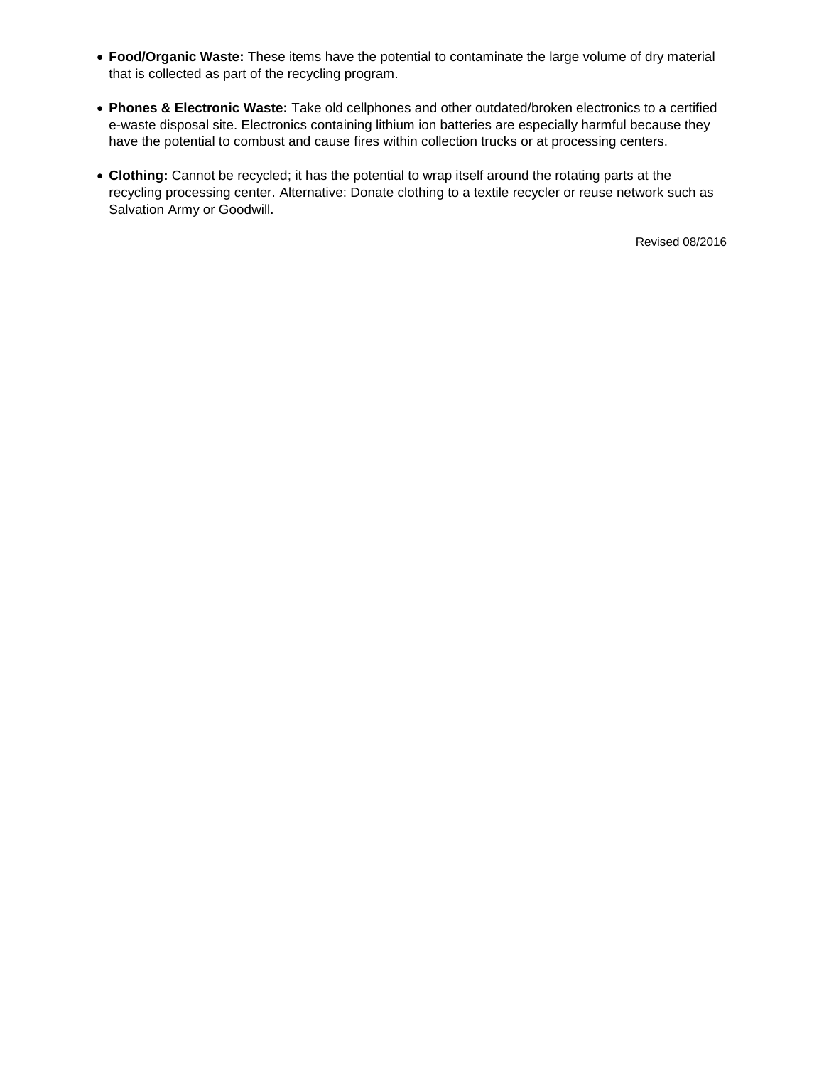- **Food/Organic Waste:** These items have the potential to contaminate the large volume of dry material that is collected as part of the recycling program.

- **Phones & Electronic Waste:** Take old cellphones and other outdated/broken electronics to a certified e-waste disposal site. Electronics containing lithium ion batteries are especially harmful because they have the potential to combust and cause fires within collection trucks or at processing centers.

- **Clothing:** Cannot be recycled; it has the potential to wrap itself around the rotating parts at the recycling processing center. Alternative: Donate clothing to a textile recycler or reuse network such as Salvation Army or Goodwill.

Revised 08/2016